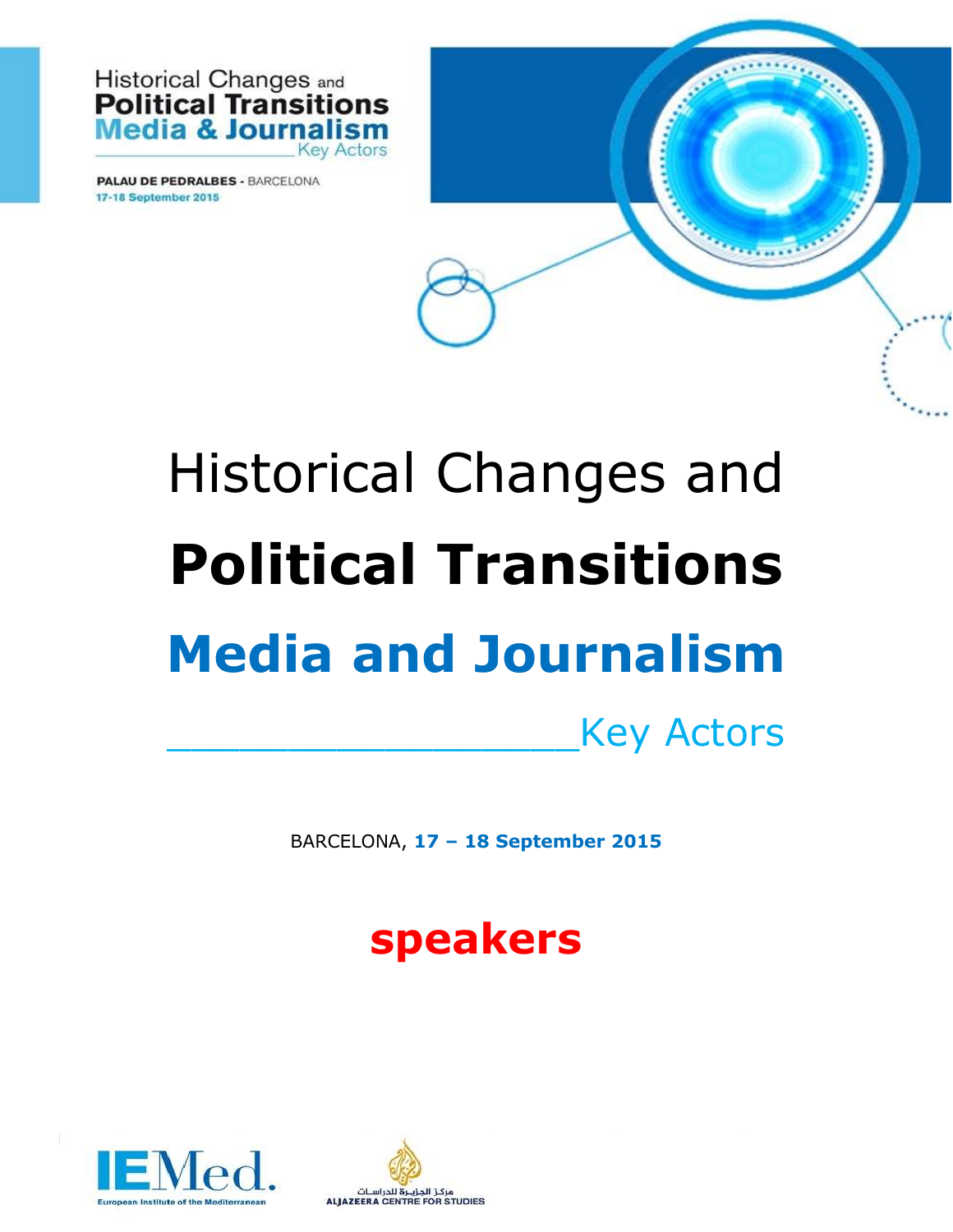Historical Changes and
**Political Transitions**
**Media & Journalism**
Key Actors

**PALAU DE PEDRALBES** - BARCELONA
**17-18 September 2015**

# Historical Changes and

# **Political Transitions**

# **Media and Journalism**

## Key Actors

BARCELONA, **17 – 18 September 2015**

# **speakers**

IEMed.
European Institute of the Mediterranean

مركز الجزيرة للدراسات
ALJAZEERA CENTRE FOR STUDIES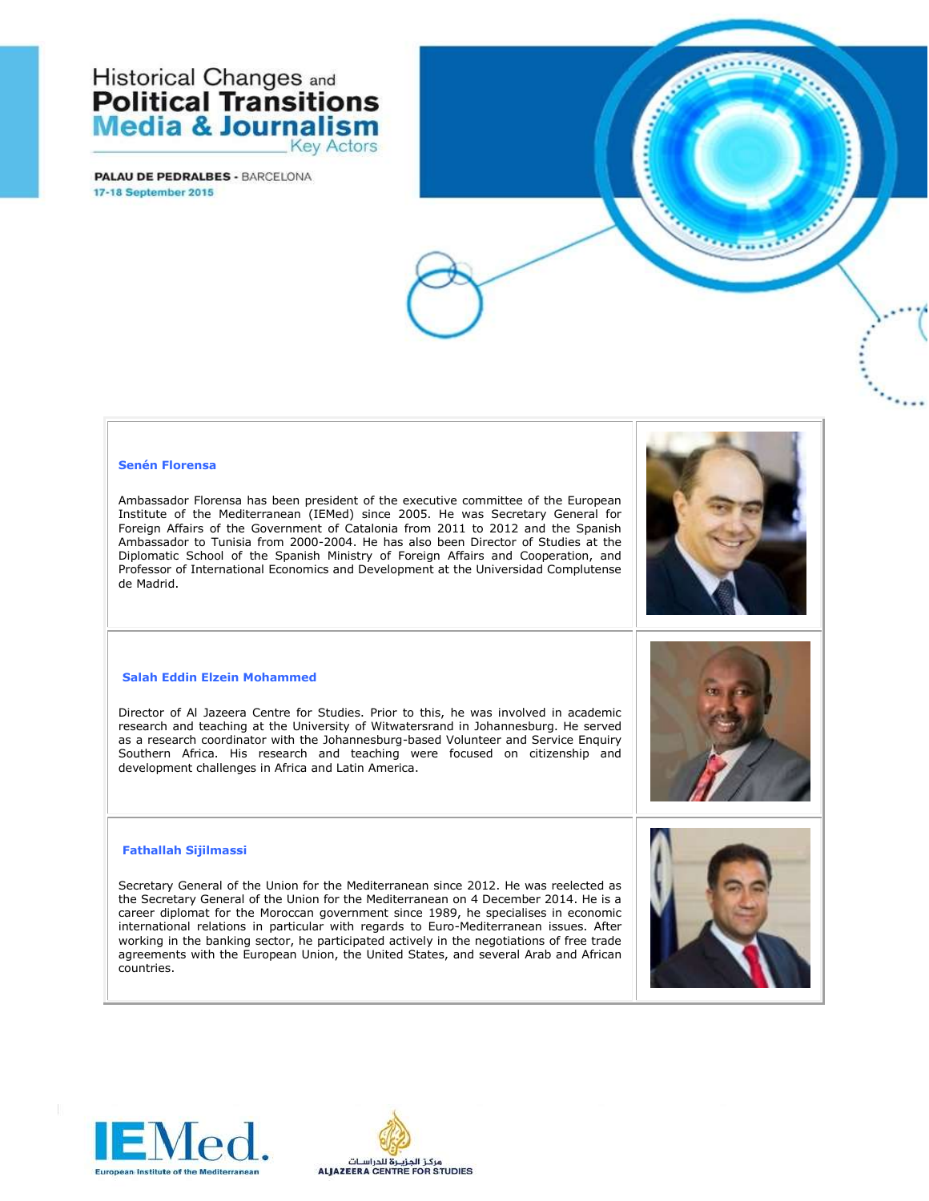Historical Changes and **Political Transitions Media & Journalism** Key Actors

**PALAU DE PEDRALBES** - BARCELONA
17-18 September 2015

### Senén Florensa

Ambassador Florensa has been president of the executive committee of the European Institute of the Mediterranean (IEMed) since 2005. He was Secretary General for Foreign Affairs of the Government of Catalonia from 2011 to 2012 and the Spanish Ambassador to Tunisia from 2000-2004. He has also been Director of Studies at the Diplomatic School of the Spanish Ministry of Foreign Affairs and Cooperation, and Professor of International Economics and Development at the Universidad Complutense de Madrid.

### Salah Eddin Elzein Mohammed

Director of Al Jazeera Centre for Studies. Prior to this, he was involved in academic research and teaching at the University of Witwatersrand in Johannesburg. He served as a research coordinator with the Johannesburg-based Volunteer and Service Enquiry Southern Africa. His research and teaching were focused on citizenship and development challenges in Africa and Latin America.

### Fathallah Sijilmassi

Secretary General of the Union for the Mediterranean since 2012. He was reelected as the Secretary General of the Union for the Mediterranean on 4 December 2014. He is a career diplomat for the Moroccan government since 1989, he specialises in economic international relations in particular with regards to Euro-Mediterranean issues. After working in the banking sector, he participated actively in the negotiations of free trade agreements with the European Union, the United States, and several Arab and African countries.

IEMed. European Institute of the Mediterranean

مركز الجزيرة للدراسات
ALJAZEERA CENTRE FOR STUDIES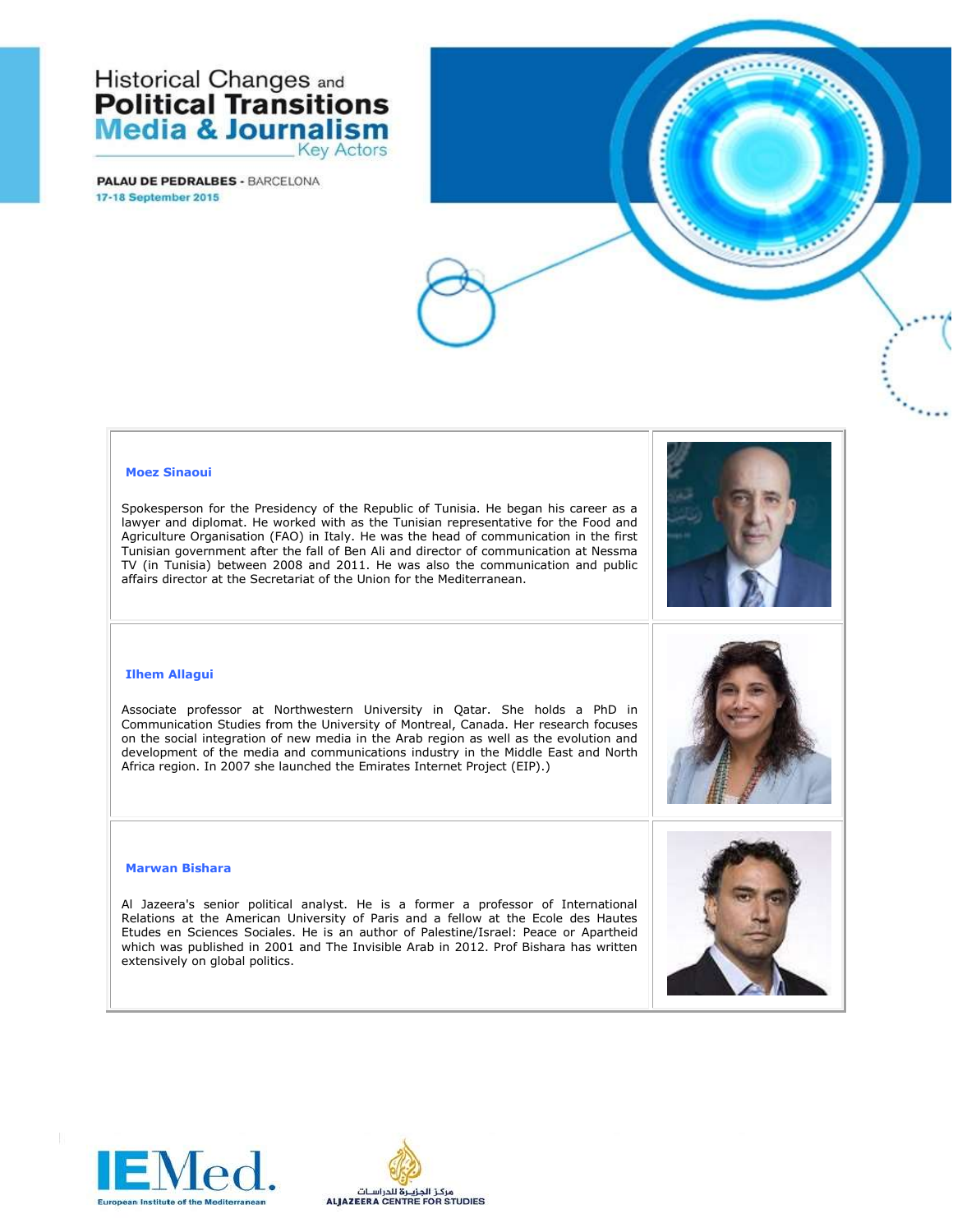# Historical Changes and Political Transitions Media & Journalism

Key Actors

**PALAU DE PEDRALBES** - BARCELONA

17-18 September 2015

### Moez Sinaoui

Spokesperson for the Presidency of the Republic of Tunisia. He began his career as a lawyer and diplomat. He worked with as the Tunisian representative for the Food and Agriculture Organisation (FAO) in Italy. He was the head of communication in the first Tunisian government after the fall of Ben Ali and director of communication at Nessma TV (in Tunisia) between 2008 and 2011. He was also the communication and public affairs director at the Secretariat of the Union for the Mediterranean.

### Ilhem Allagui

Associate professor at Northwestern University in Qatar. She holds a PhD in Communication Studies from the University of Montreal, Canada. Her research focuses on the social integration of new media in the Arab region as well as the evolution and development of the media and communications industry in the Middle East and North Africa region. In 2007 she launched the Emirates Internet Project (EIP).)

### Marwan Bishara

Al Jazeera's senior political analyst. He is a former a professor of International Relations at the American University of Paris and a fellow at the Ecole des Hautes Etudes en Sciences Sociales. He is an author of Palestine/Israel: Peace or Apartheid which was published in 2001 and The Invisible Arab in 2012. Prof Bishara has written extensively on global politics.

IEMed. European Institute of the Mediterranean

مركز الجزيرة للدراسات
ALJAZEERA CENTRE FOR STUDIES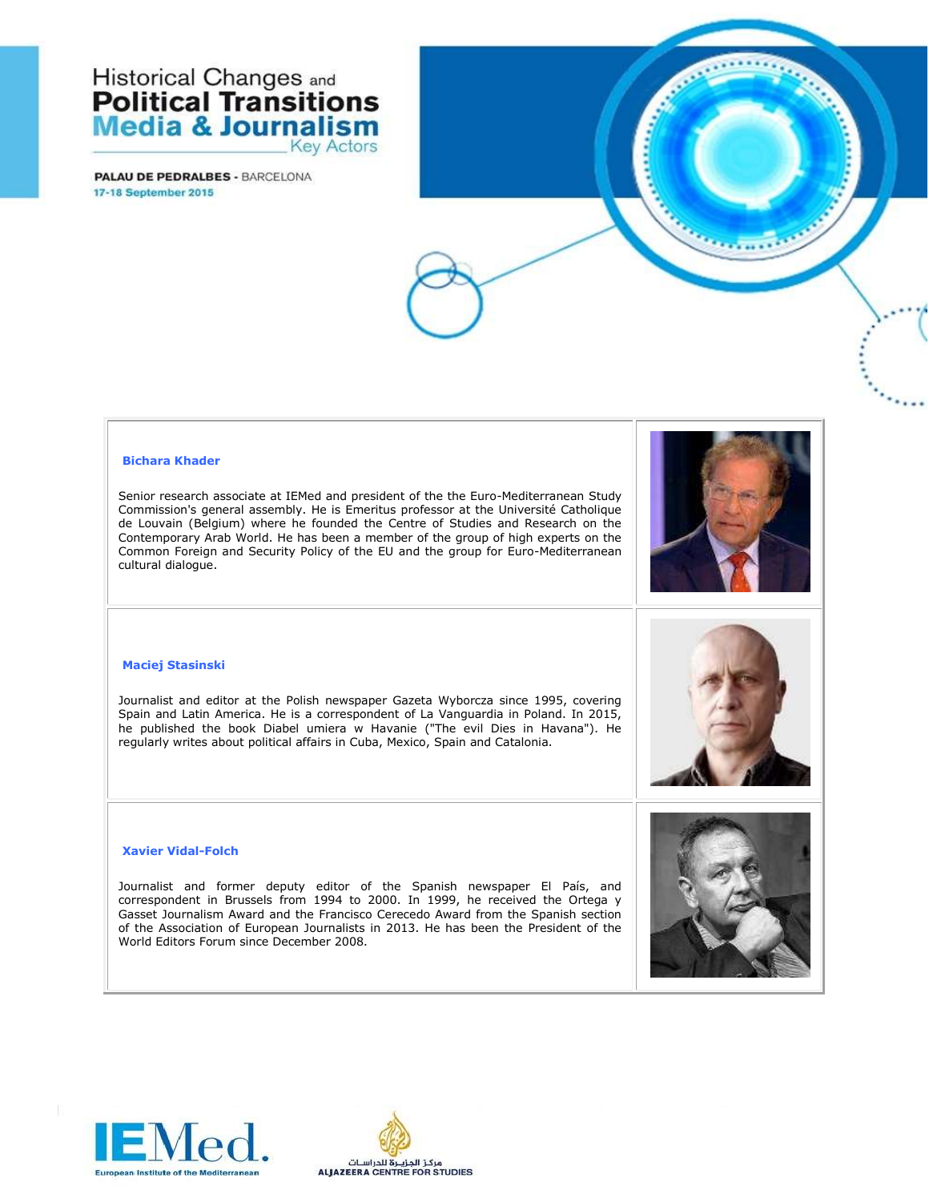# Historical Changes and Political Transitions Media & Journalism

Key Actors

**PALAU DE PEDRALBES** - BARCELONA

17-18 September 2015

### Bichara Khader

Senior research associate at IEMed and president of the the Euro-Mediterranean Study Commission's general assembly. He is Emeritus professor at the Université Catholique de Louvain (Belgium) where he founded the Centre of Studies and Research on the Contemporary Arab World. He has been a member of the group of high experts on the Common Foreign and Security Policy of the EU and the group for Euro-Mediterranean cultural dialogue.

### Maciej Stasinski

Journalist and editor at the Polish newspaper Gazeta Wyborcza since 1995, covering Spain and Latin America. He is a correspondent of La Vanguardia in Poland. In 2015, he published the book Diabel umiera w Havanie ("The evil Dies in Havana"). He regularly writes about political affairs in Cuba, Mexico, Spain and Catalonia.

### Xavier Vidal-Folch

Journalist and former deputy editor of the Spanish newspaper El País, and correspondent in Brussels from 1994 to 2000. In 1999, he received the Ortega y Gasset Journalism Award and the Francisco Cerecedo Award from the Spanish section of the Association of European Journalists in 2013. He has been the President of the World Editors Forum since December 2008.

IEMed. European Institute of the Mediterranean

مركز الجزيرة للدراسات
ALJAZEERA CENTRE FOR STUDIES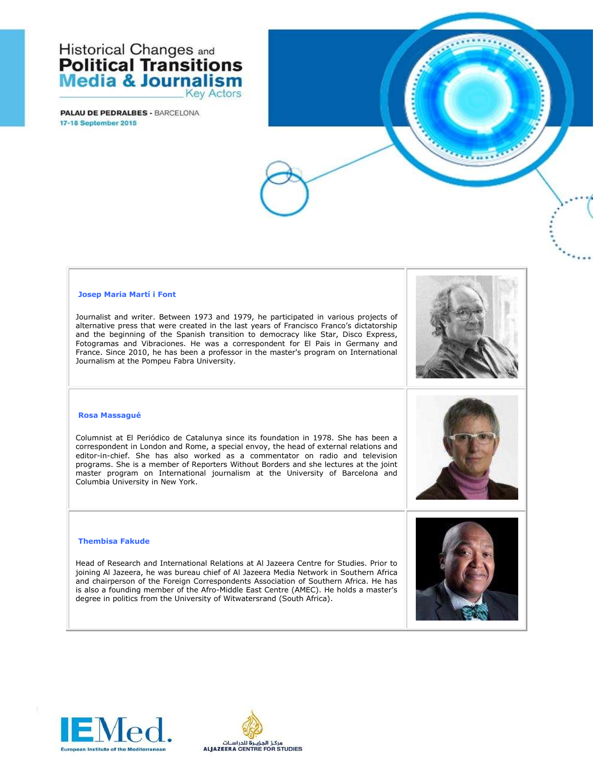Historical Changes and **Political Transitions** **Media & Journalism** Key Actors

**PALAU DE PEDRALBES** - BARCELONA
17-18 September 2015

### Josep Maria Martí i Font

Journalist and writer. Between 1973 and 1979, he participated in various projects of alternative press that were created in the last years of Francisco Franco's dictatorship and the beginning of the Spanish transition to democracy like Star, Disco Express, Fotogramas and Vibraciones. He was a correspondent for El Pais in Germany and France. Since 2010, he has been a professor in the master's program on International Journalism at the Pompeu Fabra University.

### Rosa Massagué

Columnist at El Periódico de Catalunya since its foundation in 1978. She has been a correspondent in London and Rome, a special envoy, the head of external relations and editor-in-chief. She has also worked as a commentator on radio and television programs. She is a member of Reporters Without Borders and she lectures at the joint master program on International journalism at the University of Barcelona and Columbia University in New York.

### Thembisa Fakude

Head of Research and International Relations at Al Jazeera Centre for Studies. Prior to joining Al Jazeera, he was bureau chief of Al Jazeera Media Network in Southern Africa and chairperson of the Foreign Correspondents Association of Southern Africa. He has is also a founding member of the Afro-Middle East Centre (AMEC). He holds a master's degree in politics from the University of Witwatersrand (South Africa).

IEMed. European Institute of the Mediterranean

مركز الجزيرة للدراسات
ALJAZEERA CENTRE FOR STUDIES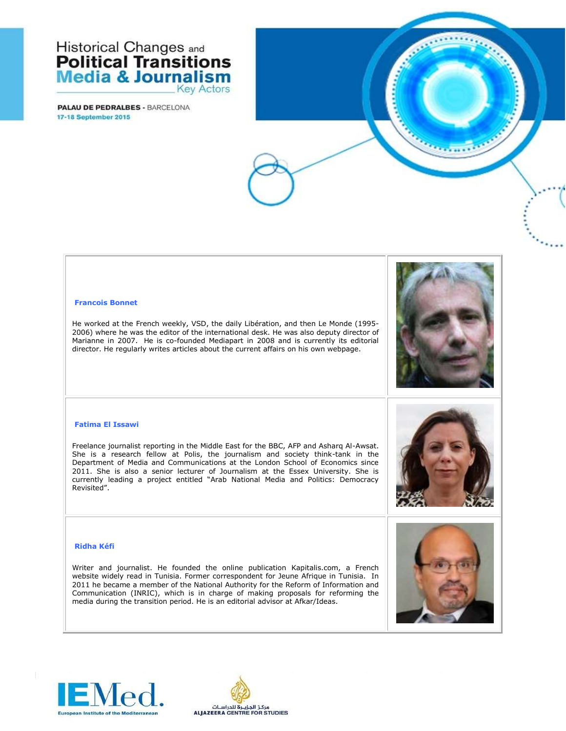**Francois Bonnet**

He worked at the French weekly, VSD, the daily Libération, and then Le Monde (1995-2006) where he was the editor of the international desk. He was also deputy director of Marianne in 2007. He is co-founded Mediapart in 2008 and is currently its editorial director. He regularly writes articles about the current affairs on his own webpage.

**Fatima El Issawi**

Freelance journalist reporting in the Middle East for the BBC, AFP and Asharq Al-Awsat. She is a research fellow at Polis, the journalism and society think-tank in the Department of Media and Communications at the London School of Economics since 2011. She is also a senior lecturer of Journalism at the Essex University. She is currently leading a project entitled "Arab National Media and Politics: Democracy Revisited".

**Ridha Kéfi**

Writer and journalist. He founded the online publication Kapitalis.com, a French website widely read in Tunisia. Former correspondent for Jeune Afrique in Tunisia. In 2011 he became a member of the National Authority for the Reform of Information and Communication (INRIC), which is in charge of making proposals for reforming the media during the transition period. He is an editorial advisor at Afkar/Ideas.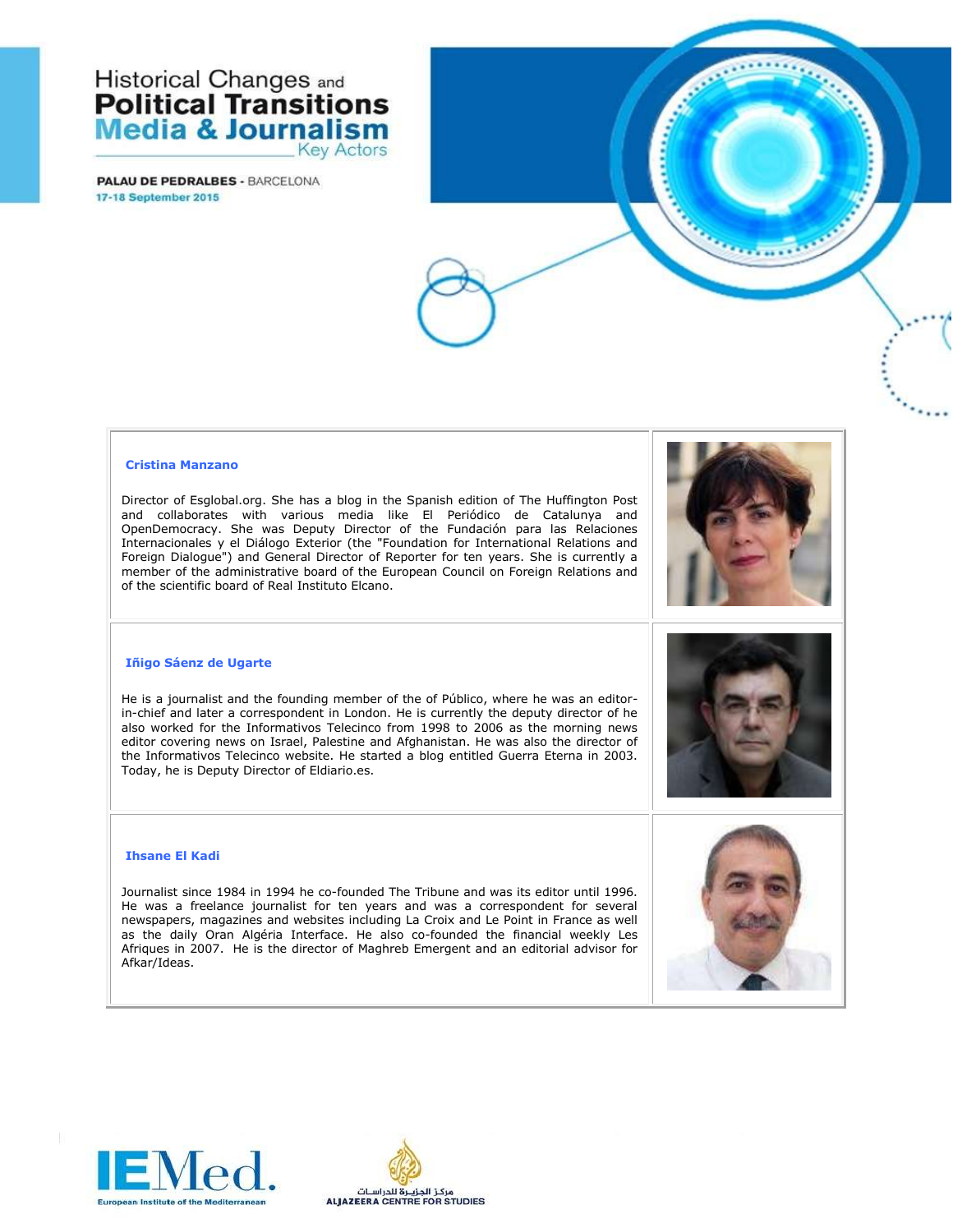Historical Changes and
**Political Transitions**
**Media & Journalism**
Key Actors

**PALAU DE PEDRALBES** - BARCELONA
**17-18 September 2015**

### Cristina Manzano

Director of Esglobal.org. She has a blog in the Spanish edition of The Huffington Post and collaborates with various media like El Periódico de Catalunya and OpenDemocracy. She was Deputy Director of the Fundación para las Relaciones Internacionales y el Diálogo Exterior (the "Foundation for International Relations and Foreign Dialogue") and General Director of Reporter for ten years. She is currently a member of the administrative board of the European Council on Foreign Relations and of the scientific board of Real Instituto Elcano.

### Iñigo Sáenz de Ugarte

He is a journalist and the founding member of the of Público, where he was an editor-in-chief and later a correspondent in London. He is currently the deputy director of he also worked for the Informativos Telecinco from 1998 to 2006 as the morning news editor covering news on Israel, Palestine and Afghanistan. He was also the director of the Informativos Telecinco website. He started a blog entitled Guerra Eterna in 2003. Today, he is Deputy Director of Eldiario.es.

### Ihsane El Kadi

Journalist since 1984 in 1994 he co-founded The Tribune and was its editor until 1996. He was a freelance journalist for ten years and was a correspondent for several newspapers, magazines and websites including La Croix and Le Point in France as well as the daily Oran Algéria Interface. He also co-founded the financial weekly Les Afriques in 2007. He is the director of Maghreb Emergent and an editorial advisor for Afkar/Ideas.

IEMed.
European Institute of the Mediterranean

مركز الجزيرة للدراسات
ALJAZEERA CENTRE FOR STUDIES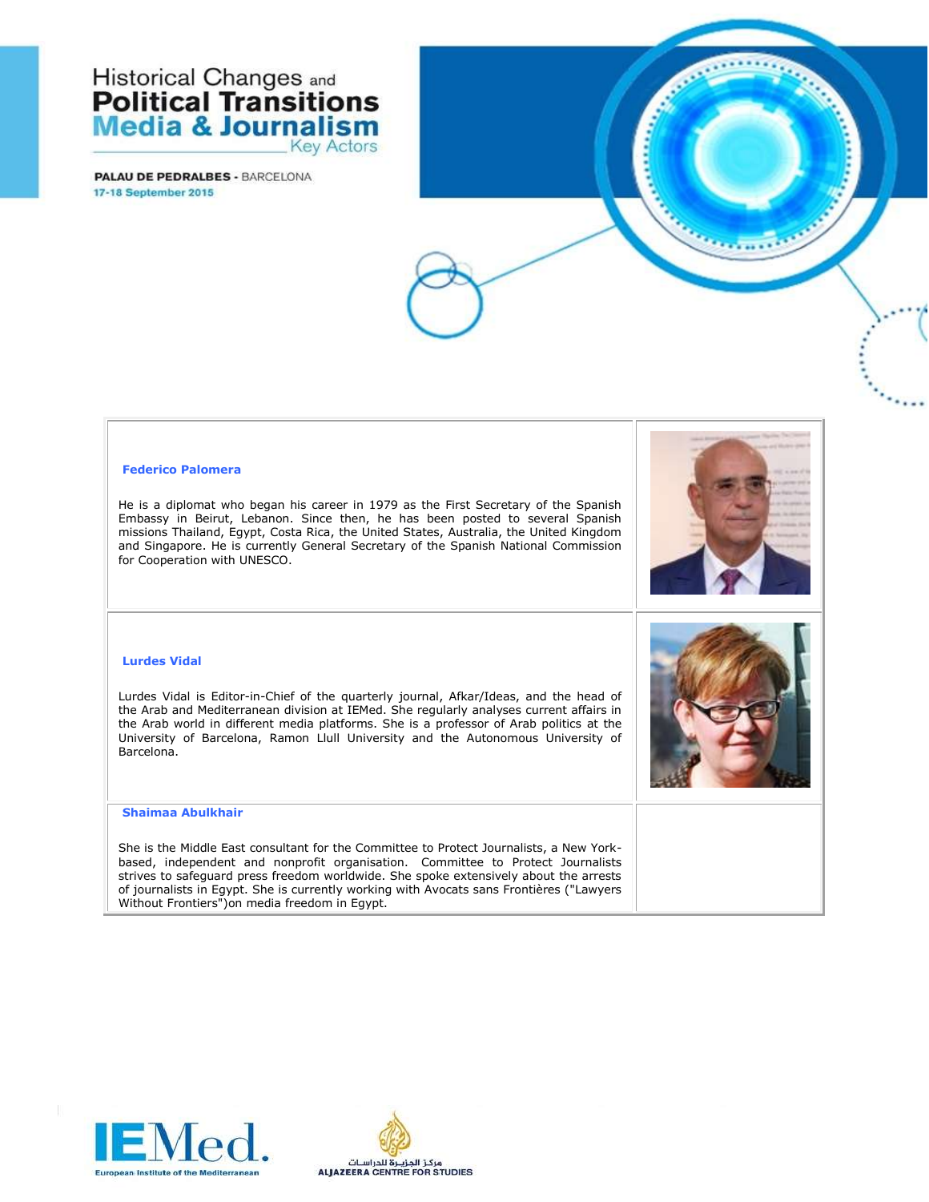### Federico Palomera

He is a diplomat who began his career in 1979 as the First Secretary of the Spanish Embassy in Beirut, Lebanon. Since then, he has been posted to several Spanish missions Thailand, Egypt, Costa Rica, the United States, Australia, the United Kingdom and Singapore. He is currently General Secretary of the Spanish National Commission for Cooperation with UNESCO.

### Lurdes Vidal

Lurdes Vidal is Editor-in-Chief of the quarterly journal, Afkar/Ideas, and the head of the Arab and Mediterranean division at IEMed. She regularly analyses current affairs in the Arab world in different media platforms. She is a professor of Arab politics at the University of Barcelona, Ramon Llull University and the Autonomous University of Barcelona.

### Shaimaa Abulkhair

She is the Middle East consultant for the Committee to Protect Journalists, a New York-based, independent and nonprofit organisation. Committee to Protect Journalists strives to safeguard press freedom worldwide. She spoke extensively about the arrests of journalists in Egypt. She is currently working with Avocats sans Frontières ("Lawyers Without Frontiers")on media freedom in Egypt.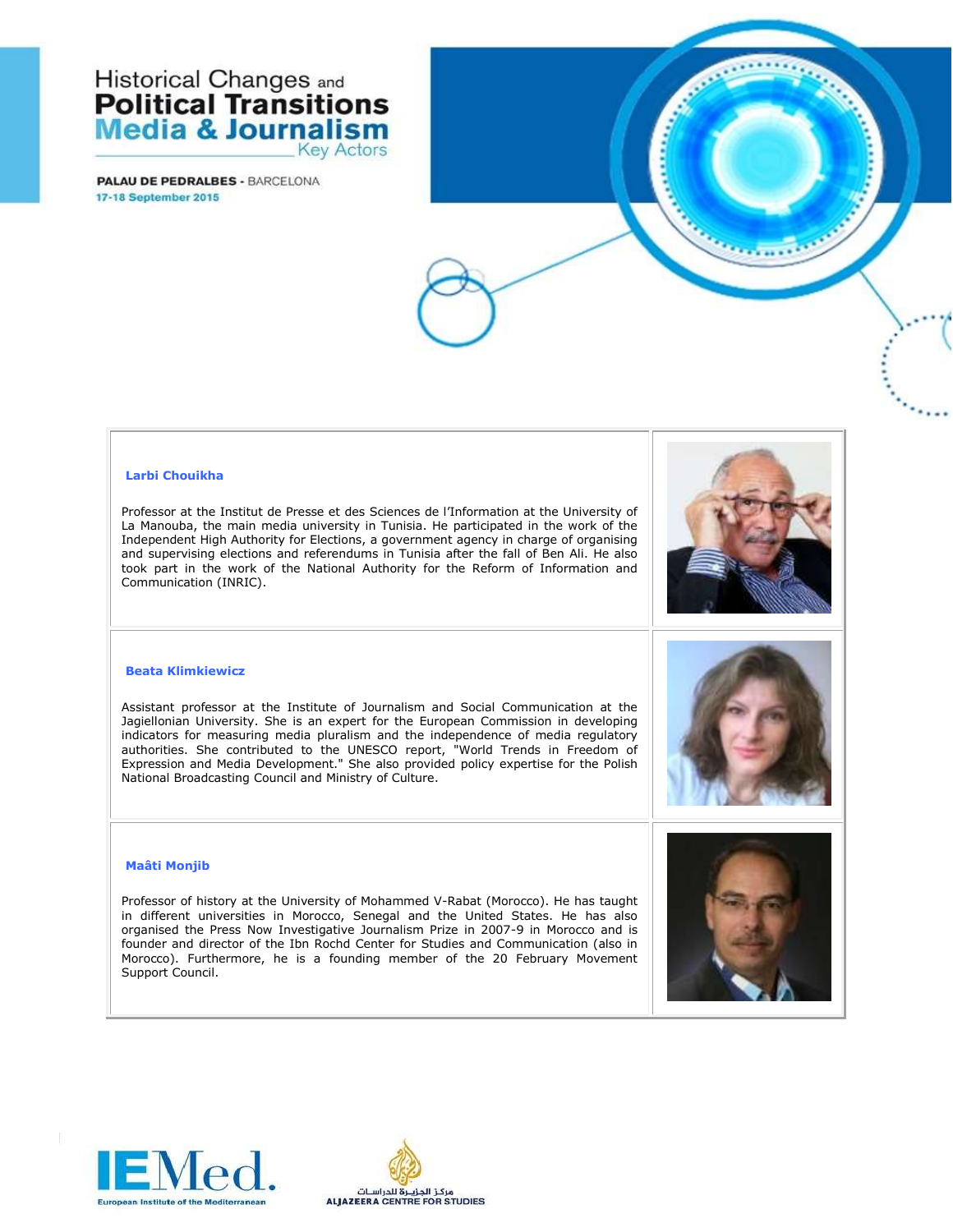### Larbi Chouikha

Professor at the Institut de Presse et des Sciences de l'Information at the University of La Manouba, the main media university in Tunisia. He participated in the work of the Independent High Authority for Elections, a government agency in charge of organising and supervising elections and referendums in Tunisia after the fall of Ben Ali. He also took part in the work of the National Authority for the Reform of Information and Communication (INRIC).

### Beata Klimkiewicz

Assistant professor at the Institute of Journalism and Social Communication at the Jagiellonian University. She is an expert for the European Commission in developing indicators for measuring media pluralism and the independence of media regulatory authorities. She contributed to the UNESCO report, "World Trends in Freedom of Expression and Media Development." She also provided policy expertise for the Polish National Broadcasting Council and Ministry of Culture.

### Maâti Monjib

Professor of history at the University of Mohammed V-Rabat (Morocco). He has taught in different universities in Morocco, Senegal and the United States. He has also organised the Press Now Investigative Journalism Prize in 2007-9 in Morocco and is founder and director of the Ibn Rochd Center for Studies and Communication (also in Morocco). Furthermore, he is a founding member of the 20 February Movement Support Council.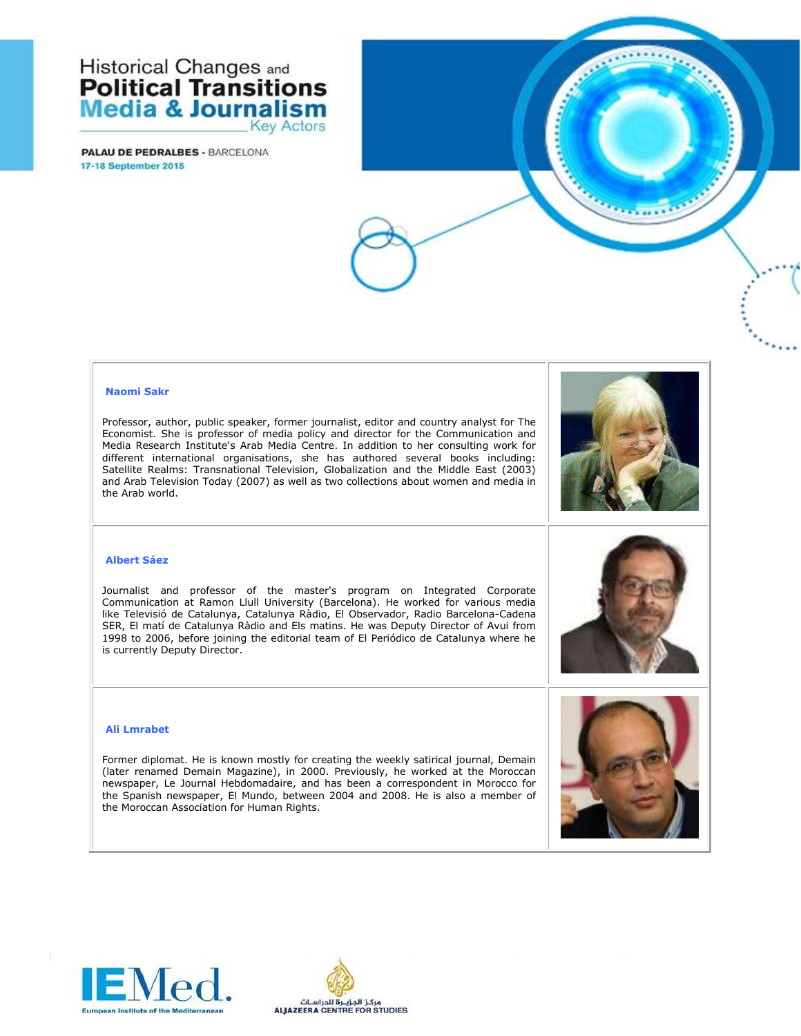Historical Changes and
**Political Transitions**
**Media & Journalism**
Key Actors

**PALAU DE PEDRALBES** - BARCELONA
17-18 September 2015

### Naomi Sakr

Professor, author, public speaker, former journalist, editor and country analyst for The Economist. She is professor of media policy and director for the Communication and Media Research Institute's Arab Media Centre. In addition to her consulting work for different international organisations, she has authored several books including: Satellite Realms: Transnational Television, Globalization and the Middle East (2003) and Arab Television Today (2007) as well as two collections about women and media in the Arab world.

### Albert Sáez

Journalist and professor of the master's program on Integrated Corporate Communication at Ramon Llull University (Barcelona). He worked for various media like Televisió de Catalunya, Catalunya Ràdio, El Observador, Radio Barcelona-Cadena SER, El matí de Catalunya Ràdio and Els matins. He was Deputy Director of Avui from 1998 to 2006, before joining the editorial team of El Periódico de Catalunya where he is currently Deputy Director.

### Ali Lmrabet

Former diplomat. He is known mostly for creating the weekly satirical journal, Demain (later renamed Demain Magazine), in 2000. Previously, he worked at the Moroccan newspaper, Le Journal Hebdomadaire, and has been a correspondent in Morocco for the Spanish newspaper, El Mundo, between 2004 and 2008. He is also a member of the Moroccan Association for Human Rights.

IEMed. European Institute of the Mediterranean

مركز الجزيرة للدراسات
ALJAZEERA CENTRE FOR STUDIES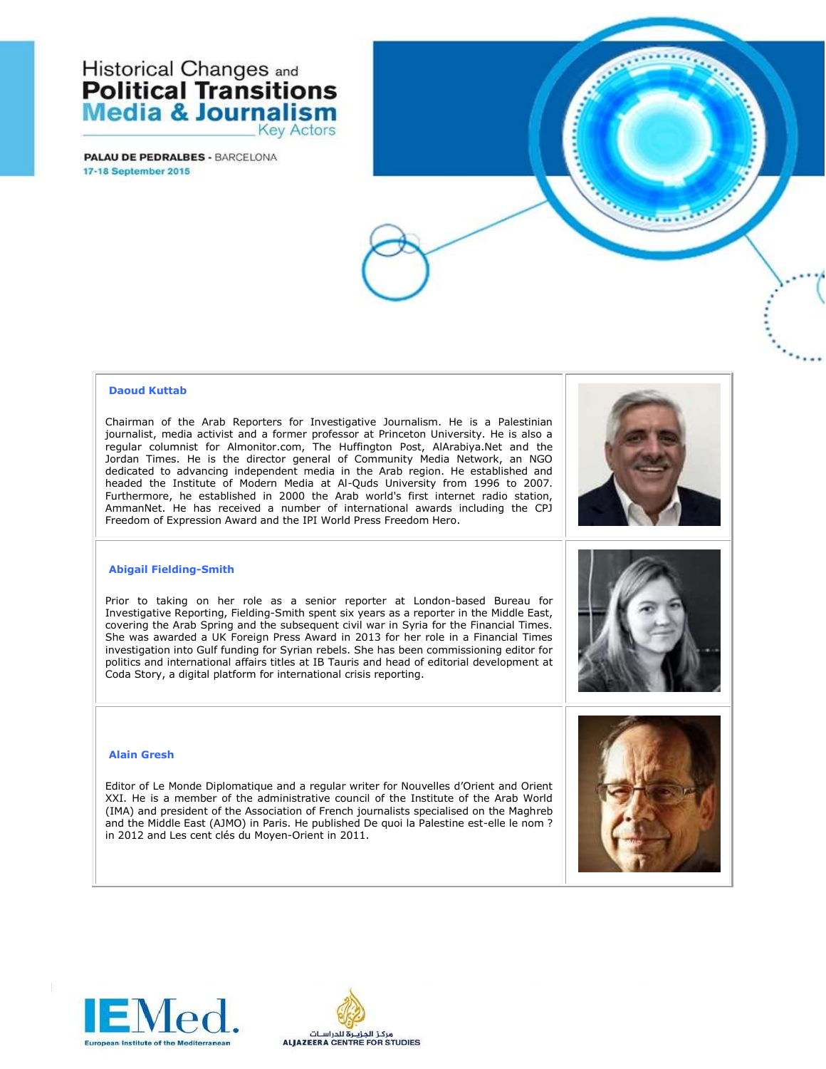Historical Changes and
**Political Transitions**
**Media & Journalism**
Key Actors

**PALAU DE PEDRALBES** - BARCELONA
17-18 September 2015

### Daoud Kuttab

Chairman of the Arab Reporters for Investigative Journalism. He is a Palestinian journalist, media activist and a former professor at Princeton University. He is also a regular columnist for Almonitor.com, The Huffington Post, AlArabiya.Net and the Jordan Times. He is the director general of Community Media Network, an NGO dedicated to advancing independent media in the Arab region. He established and headed the Institute of Modern Media at Al-Quds University from 1996 to 2007. Furthermore, he established in 2000 the Arab world's first internet radio station, AmmanNet. He has received a number of international awards including the CPJ Freedom of Expression Award and the IPI World Press Freedom Hero.

### Abigail Fielding-Smith

Prior to taking on her role as a senior reporter at London-based Bureau for Investigative Reporting, Fielding-Smith spent six years as a reporter in the Middle East, covering the Arab Spring and the subsequent civil war in Syria for the Financial Times. She was awarded a UK Foreign Press Award in 2013 for her role in a Financial Times investigation into Gulf funding for Syrian rebels. She has been commissioning editor for politics and international affairs titles at IB Tauris and head of editorial development at Coda Story, a digital platform for international crisis reporting.

### Alain Gresh

Editor of Le Monde Diplomatique and a regular writer for Nouvelles d'Orient and Orient XXI. He is a member of the administrative council of the Institute of the Arab World (IMA) and president of the Association of French journalists specialised on the Maghreb and the Middle East (AJMO) in Paris. He published De quoi la Palestine est-elle le nom ? in 2012 and Les cent clés du Moyen-Orient in 2011.

IEMed. European Institute of the Mediterranean

مركز الجزيرة للدراسات
ALJAZEERA CENTRE FOR STUDIES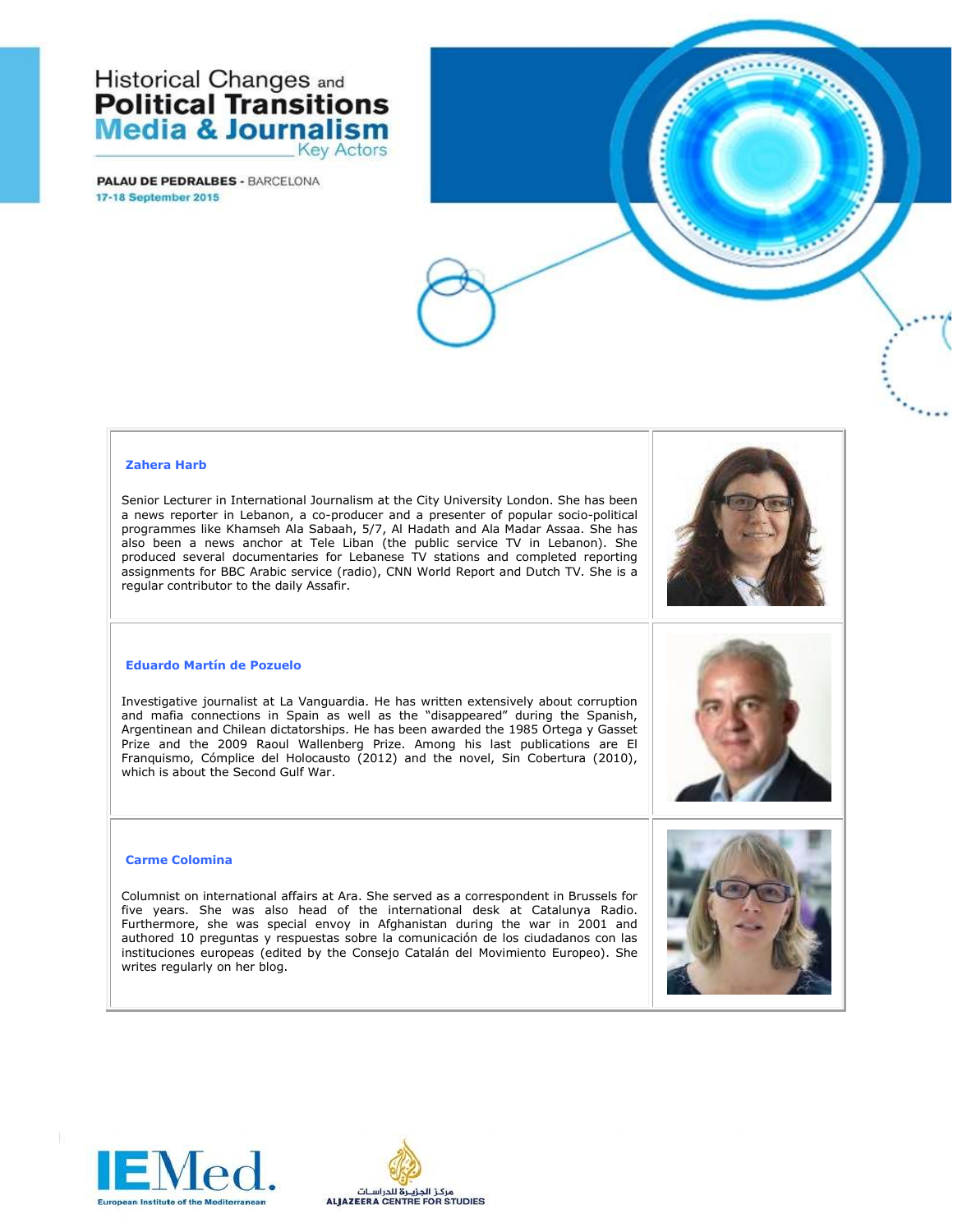Historical Changes and
**Political Transitions**
**Media & Journalism**
Key Actors

**PALAU DE PEDRALBES** - BARCELONA
**17-18 September 2015**

### Zahera Harb

Senior Lecturer in International Journalism at the City University London. She has been a news reporter in Lebanon, a co-producer and a presenter of popular socio-political programmes like Khamseh Ala Sabaah, 5/7, Al Hadath and Ala Madar Assaa. She has also been a news anchor at Tele Liban (the public service TV in Lebanon). She produced several documentaries for Lebanese TV stations and completed reporting assignments for BBC Arabic service (radio), CNN World Report and Dutch TV. She is a regular contributor to the daily Assafir.

### Eduardo Martín de Pozuelo

Investigative journalist at La Vanguardia. He has written extensively about corruption and mafia connections in Spain as well as the "disappeared" during the Spanish, Argentinean and Chilean dictatorships. He has been awarded the 1985 Ortega y Gasset Prize and the 2009 Raoul Wallenberg Prize. Among his last publications are El Franquismo, Cómplice del Holocausto (2012) and the novel, Sin Cobertura (2010), which is about the Second Gulf War.

### Carme Colomina

Columnist on international affairs at Ara. She served as a correspondent in Brussels for five years. She was also head of the international desk at Catalunya Radio. Furthermore, she was special envoy in Afghanistan during the war in 2001 and authored 10 preguntas y respuestas sobre la comunicación de los ciudadanos con las instituciones europeas (edited by the Consejo Catalán del Movimiento Europeo). She writes regularly on her blog.

IEMed. European Institute of the Mediterranean

مركز الجزيرة للدراسات
ALJAZEERA CENTRE FOR STUDIES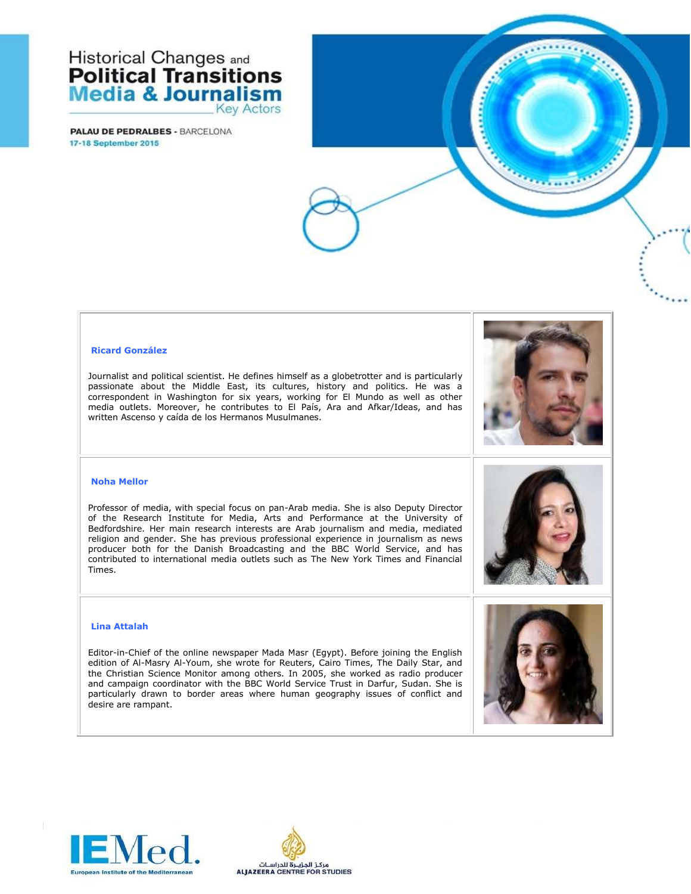Historical Changes and
**Political Transitions**
**Media & Journalism**
Key Actors

**PALAU DE PEDRALBES** - BARCELONA
17-18 September 2015

### Ricard González

Journalist and political scientist. He defines himself as a globetrotter and is particularly passionate about the Middle East, its cultures, history and politics. He was a correspondent in Washington for six years, working for El Mundo as well as other media outlets. Moreover, he contributes to El País, Ara and Afkar/Ideas, and has written Ascenso y caída de los Hermanos Musulmanes.

### Noha Mellor

Professor of media, with special focus on pan-Arab media. She is also Deputy Director of the Research Institute for Media, Arts and Performance at the University of Bedfordshire. Her main research interests are Arab journalism and media, mediated religion and gender. She has previous professional experience in journalism as news producer both for the Danish Broadcasting and the BBC World Service, and has contributed to international media outlets such as The New York Times and Financial Times.

### Lina Attalah

Editor-in-Chief of the online newspaper Mada Masr (Egypt). Before joining the English edition of Al-Masry Al-Youm, she wrote for Reuters, Cairo Times, The Daily Star, and the Christian Science Monitor among others. In 2005, she worked as radio producer and campaign coordinator with the BBC World Service Trust in Darfur, Sudan. She is particularly drawn to border areas where human geography issues of conflict and desire are rampant.

IEMed. European Institute of the Mediterranean

مركز الجزيرة للدراسات
ALJAZEERA CENTRE FOR STUDIES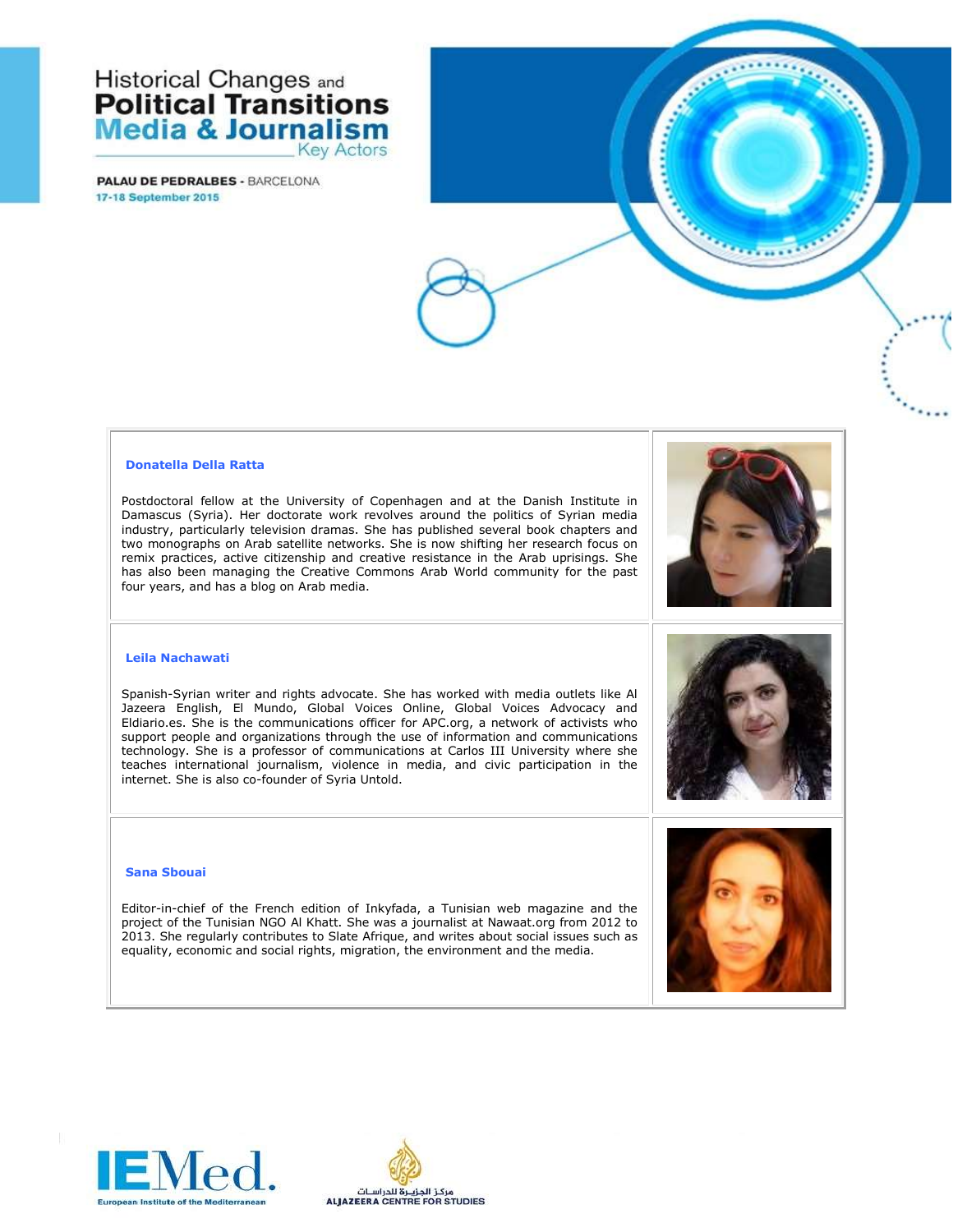### Donatella Della Ratta

Postdoctoral fellow at the University of Copenhagen and at the Danish Institute in Damascus (Syria). Her doctorate work revolves around the politics of Syrian media industry, particularly television dramas. She has published several book chapters and two monographs on Arab satellite networks. She is now shifting her research focus on remix practices, active citizenship and creative resistance in the Arab uprisings. She has also been managing the Creative Commons Arab World community for the past four years, and has a blog on Arab media.

### Leila Nachawati

Spanish-Syrian writer and rights advocate. She has worked with media outlets like Al Jazeera English, El Mundo, Global Voices Online, Global Voices Advocacy and Eldiario.es. She is the communications officer for APC.org, a network of activists who support people and organizations through the use of information and communications technology. She is a professor of communications at Carlos III University where she teaches international journalism, violence in media, and civic participation in the internet. She is also co-founder of Syria Untold.

### Sana Sbouai

Editor-in-chief of the French edition of Inkyfada, a Tunisian web magazine and the project of the Tunisian NGO Al Khatt. She was a journalist at Nawaat.org from 2012 to 2013. She regularly contributes to Slate Afrique, and writes about social issues such as equality, economic and social rights, migration, the environment and the media.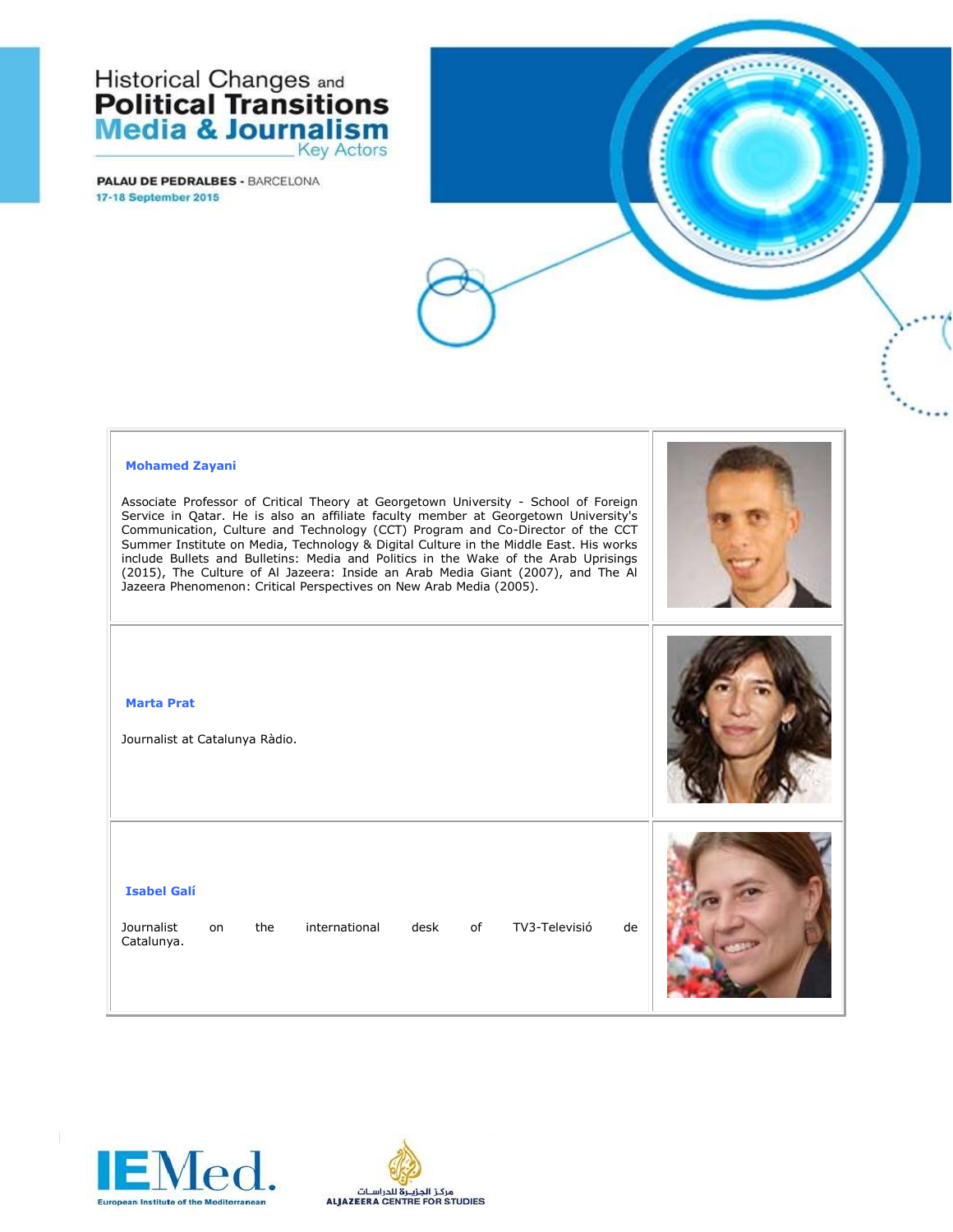Historical Changes and
**Political Transitions**
**Media & Journalism**
Key Actors

**PALAU DE PEDRALBES** - BARCELONA
17-18 September 2015

**Mohamed Zayani**

Associate Professor of Critical Theory at Georgetown University - School of Foreign Service in Qatar. He is also an affiliate faculty member at Georgetown University's Communication, Culture and Technology (CCT) Program and Co-Director of the CCT Summer Institute on Media, Technology & Digital Culture in the Middle East. His works include Bullets and Bulletins: Media and Politics in the Wake of the Arab Uprisings (2015), The Culture of Al Jazeera: Inside an Arab Media Giant (2007), and The Al Jazeera Phenomenon: Critical Perspectives on New Arab Media (2005).

**Marta Prat**

Journalist at Catalunya Ràdio.

**Isabel Galí**

Journalist on the international desk of TV3-Televisió de Catalunya.

IEMed.
European Institute of the Mediterranean

مركز الجزيرة للدراسات
ALJAZEERA CENTRE FOR STUDIES